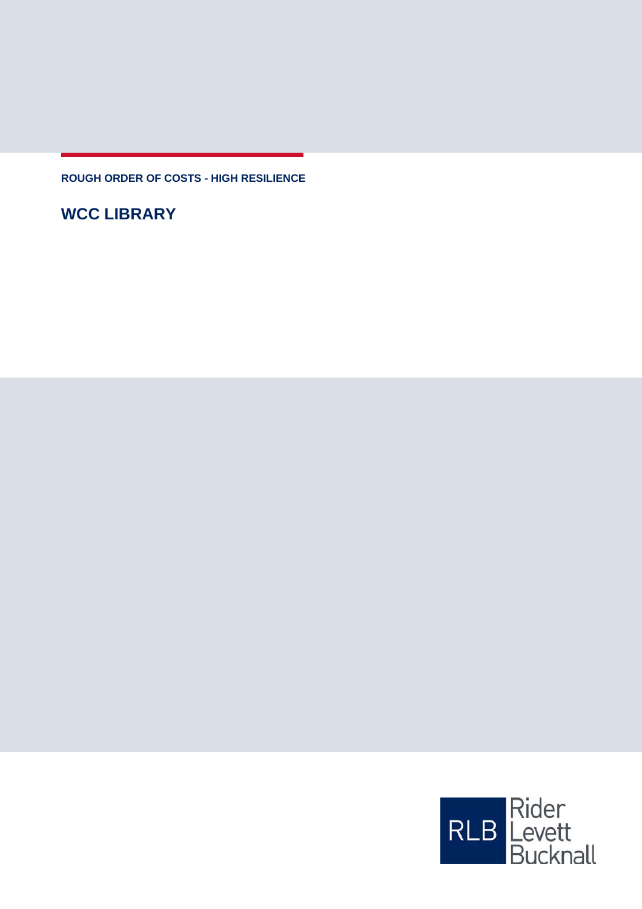**ROUGH ORDER OF COSTS - HIGH RESILIENCE**

# WCC LIBRARY

Rider Levett Bucknall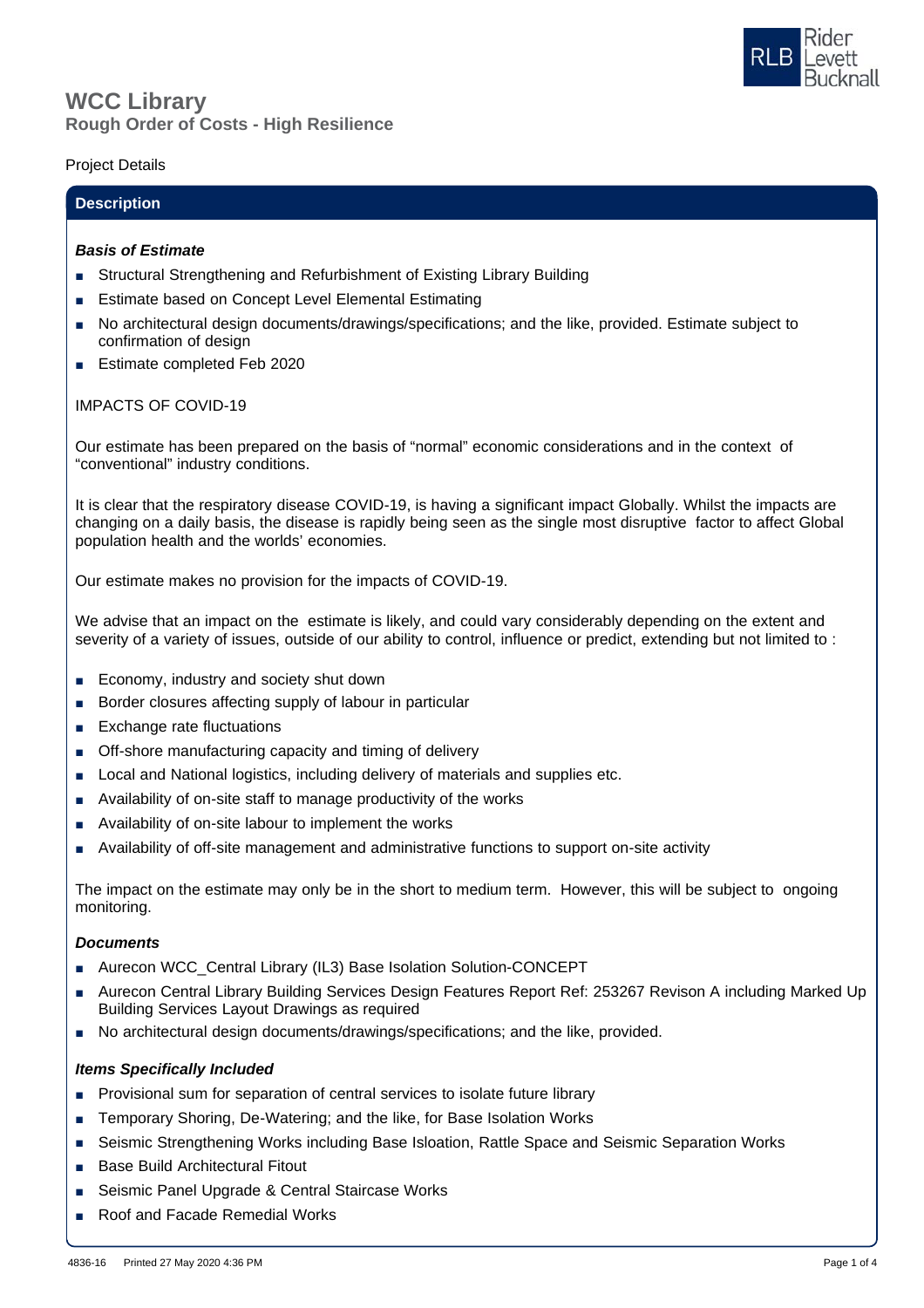# WCC Library

## Rough Order of Costs - High Resilience

Project Details

### Description

***Basis of Estimate***

- Structural Strengthening and Refurbishment of Existing Library Building
- Estimate based on Concept Level Elemental Estimating
- No architectural design documents/drawings/specifications; and the like, provided. Estimate subject to confirmation of design
- Estimate completed Feb 2020

IMPACTS OF COVID-19

Our estimate has been prepared on the basis of "normal" economic considerations and in the context of "conventional" industry conditions.

It is clear that the respiratory disease COVID-19, is having a significant impact Globally. Whilst the impacts are changing on a daily basis, the disease is rapidly being seen as the single most disruptive factor to affect Global population health and the worlds' economies.

Our estimate makes no provision for the impacts of COVID-19.

We advise that an impact on the estimate is likely, and could vary considerably depending on the extent and severity of a variety of issues, outside of our ability to control, influence or predict, extending but not limited to :

- Economy, industry and society shut down
- Border closures affecting supply of labour in particular
- Exchange rate fluctuations
- Off-shore manufacturing capacity and timing of delivery
- Local and National logistics, including delivery of materials and supplies etc.
- Availability of on-site staff to manage productivity of the works
- Availability of on-site labour to implement the works
- Availability of off-site management and administrative functions to support on-site activity

The impact on the estimate may only be in the short to medium term. However, this will be subject to ongoing monitoring.

***Documents***

- Aurecon WCC_Central Library (IL3) Base Isolation Solution-CONCEPT
- Aurecon Central Library Building Services Design Features Report Ref: 253267 Revison A including Marked Up Building Services Layout Drawings as required
- No architectural design documents/drawings/specifications; and the like, provided.

***Items Specifically Included***

- Provisional sum for separation of central services to isolate future library
- Temporary Shoring, De-Watering; and the like, for Base Isolation Works
- Seismic Strengthening Works including Base Isloation, Rattle Space and Seismic Separation Works
- Base Build Architectural Fitout
- Seismic Panel Upgrade & Central Staircase Works
- Roof and Facade Remedial Works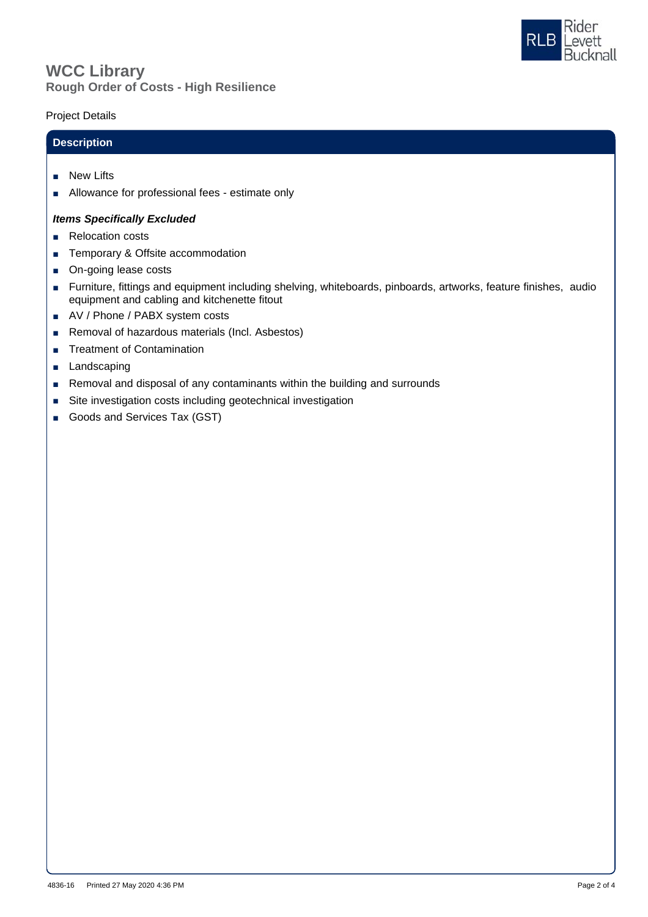# WCC Library

## Rough Order of Costs - High Resilience

Project Details

### Description

- New Lifts
- Allowance for professional fees - estimate only

***Items Specifically Excluded***

- Relocation costs
- Temporary & Offsite accommodation
- On-going lease costs
- Furniture, fittings and equipment including shelving, whiteboards, pinboards, artworks, feature finishes, audio equipment and cabling and kitchenette fitout
- AV / Phone / PABX system costs
- Removal of hazardous materials (Incl. Asbestos)
- Treatment of Contamination
- Landscaping
- Removal and disposal of any contaminants within the building and surrounds
- Site investigation costs including geotechnical investigation
- Goods and Services Tax (GST)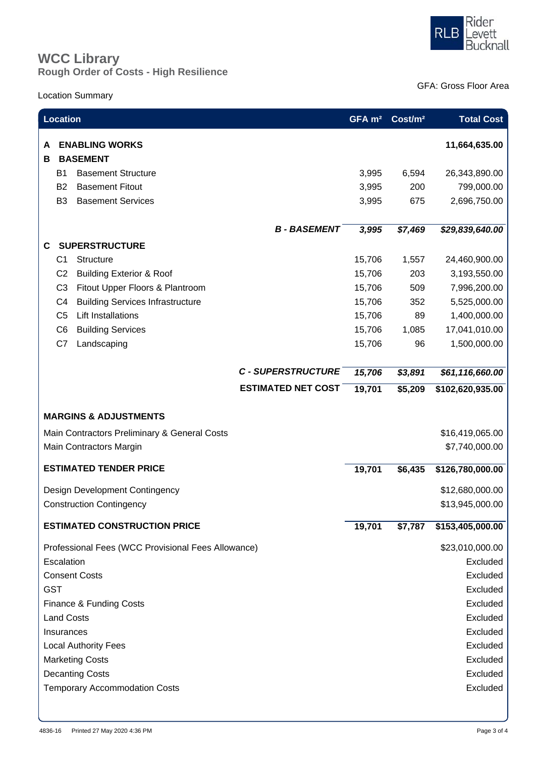# WCC Library

## Rough Order of Costs - High Resilience

Location Summary

GFA: Gross Floor Area

| Location | | GFA m² | Cost/m² | Total Cost |
|---|---|---|---|---|
| **A** | **ENABLING WORKS** | | | **11,664,635.00** |
| **B** | **BASEMENT** | | | |
| B1 | Basement Structure | 3,995 | 6,594 | 26,343,890.00 |
| B2 | Basement Fitout | 3,995 | 200 | 799,000.00 |
| B3 | Basement Services | 3,995 | 675 | 2,696,750.00 |
| | ***B - BASEMENT*** | ***3,995*** | ***$7,469*** | ***$29,839,640.00*** |
| **C** | **SUPERSTRUCTURE** | | | |
| C1 | Structure | 15,706 | 1,557 | 24,460,900.00 |
| C2 | Building Exterior & Roof | 15,706 | 203 | 3,193,550.00 |
| C3 | Fitout Upper Floors & Plantroom | 15,706 | 509 | 7,996,200.00 |
| C4 | Building Services Infrastructure | 15,706 | 352 | 5,525,000.00 |
| C5 | Lift Installations | 15,706 | 89 | 1,400,000.00 |
| C6 | Building Services | 15,706 | 1,085 | 17,041,010.00 |
| C7 | Landscaping | 15,706 | 96 | 1,500,000.00 |
| | ***C - SUPERSTRUCTURE*** | ***15,706*** | ***$3,891*** | ***$61,116,660.00*** |
| | **ESTIMATED NET COST** | **19,701** | **$5,209** | **$102,620,935.00** |
| **MARGINS & ADJUSTMENTS** | | | | |
| Main Contractors Preliminary & General Costs | | | | $16,419,065.00 |
| Main Contractors Margin | | | | $7,740,000.00 |
| **ESTIMATED TENDER PRICE** | | **19,701** | **$6,435** | **$126,780,000.00** |
| Design Development Contingency | | | | $12,680,000.00 |
| Construction Contingency | | | | $13,945,000.00 |
| **ESTIMATED CONSTRUCTION PRICE** | | **19,701** | **$7,787** | **$153,405,000.00** |
| Professional Fees (WCC Provisional Fees Allowance) | | | | $23,010,000.00 |
| Escalation | | | | Excluded |
| Consent Costs | | | | Excluded |
| GST | | | | Excluded |
| Finance & Funding Costs | | | | Excluded |
| Land Costs | | | | Excluded |
| Insurances | | | | Excluded |
| Local Authority Fees | | | | Excluded |
| Marketing Costs | | | | Excluded |
| Decanting Costs | | | | Excluded |
| Temporary Accommodation Costs | | | | Excluded |

4836-16 Printed 27 May 2020 4:36 PM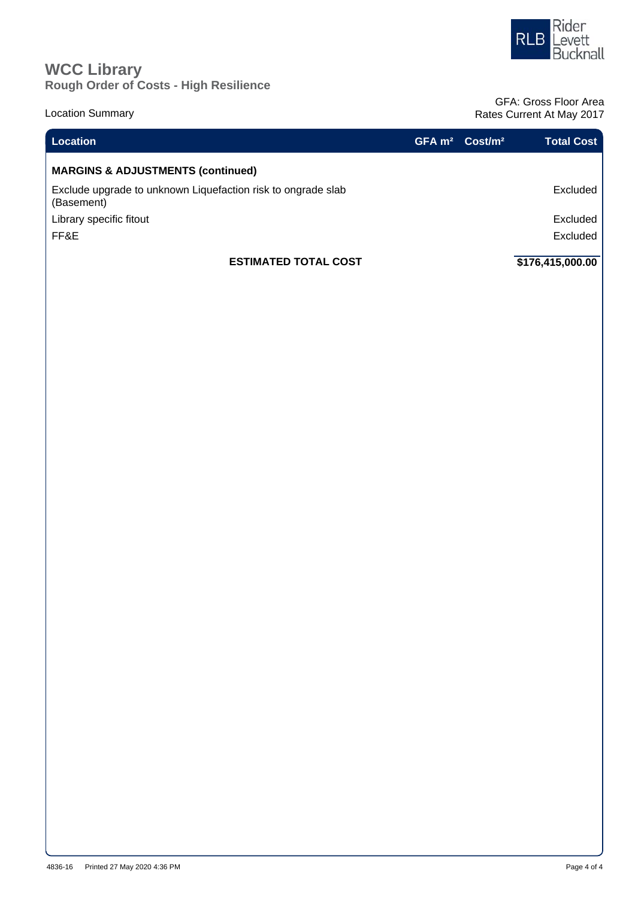# WCC Library

## Rough Order of Costs - High Resilience

Location Summary

GFA: Gross Floor Area
Rates Current At May 2017

| Location | GFA m² | Cost/m² | Total Cost |
|---|---|---|---|
| **MARGINS & ADJUSTMENTS (continued)** | | | |
| Exclude upgrade to unknown Liquefaction risk to ongrade slab (Basement) | | | Excluded |
| Library specific fitout | | | Excluded |
| FF&E | | | Excluded |
| **ESTIMATED TOTAL COST** | | | **$176,415,000.00** |

4836-16 Printed 27 May 2020 4:36 PM